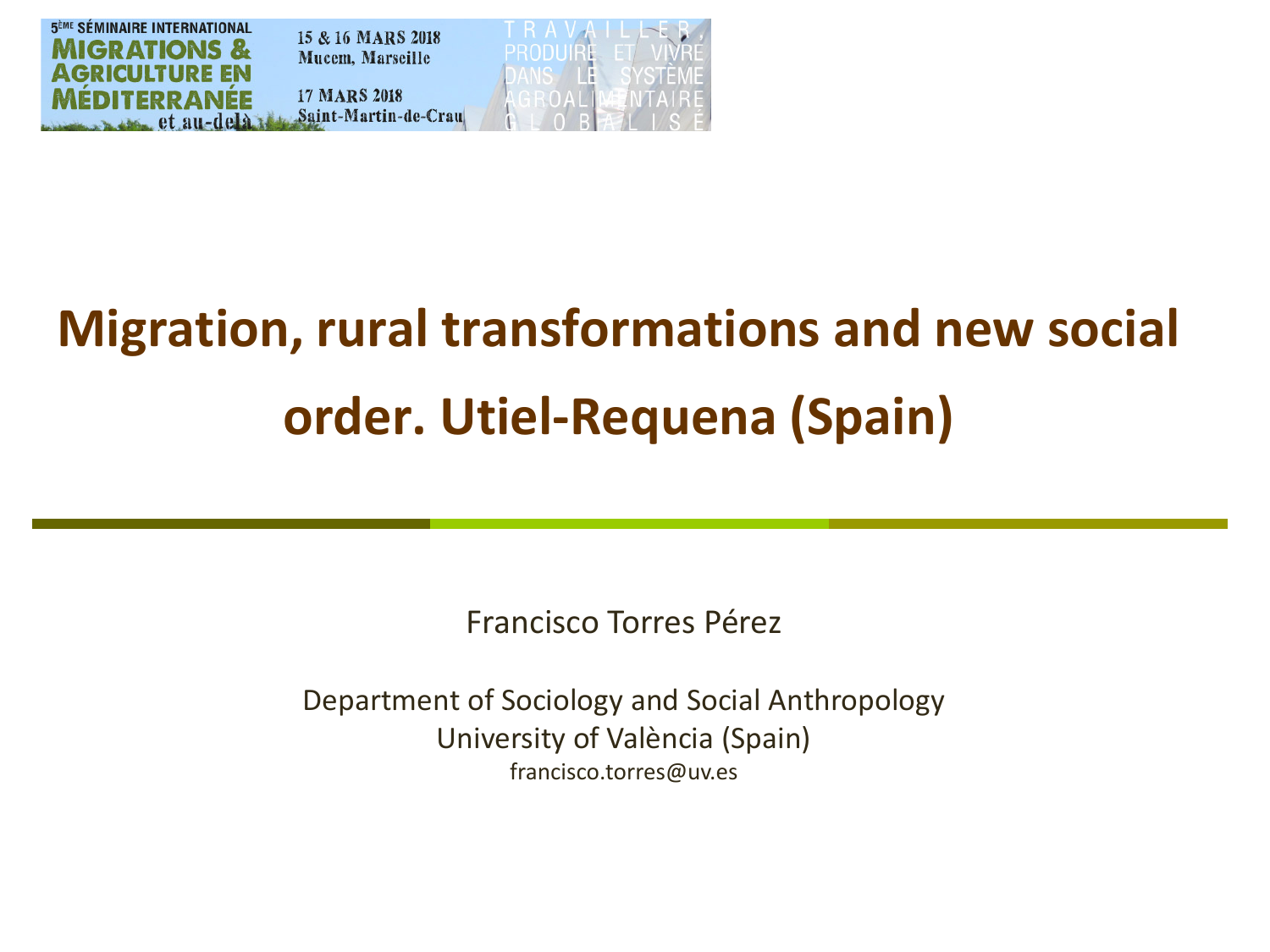5ÈME SÉMINAIRE INTERNATIONAL
MIGRATIONS & AGRICULTURE EN MÉDITERRANÉE et au-delà

15 & 16 MARS 2018
Mucem, Marseille

17 MARS 2018
Saint-Martin-de-Crau

TRAVAILLER, PRODUIRE ET VIVRE DANS LE SYSTÈME AGROALIMENTAIRE GLOBALISÉ

# Migration, rural transformations and new social order. Utiel-Requena (Spain)

Francisco Torres Pérez

Department of Sociology and Social Anthropology
University of València (Spain)
francisco.torres@uv.es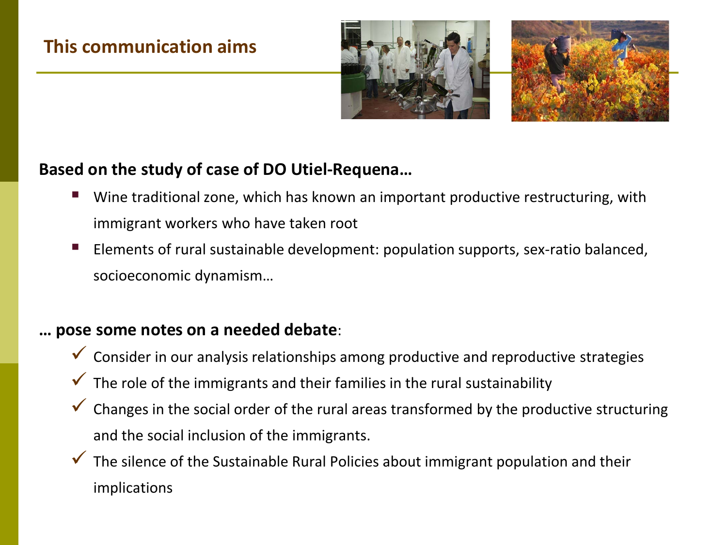## This communication aims

**Based on the study of case of DO Utiel-Requena…**

- Wine traditional zone, which has known an important productive restructuring, with immigrant workers who have taken root
- Elements of rural sustainable development: population supports, sex-ratio balanced, socioeconomic dynamism…

**… pose some notes on a needed debate**:

- ✓ Consider in our analysis relationships among productive and reproductive strategies
- ✓ The role of the immigrants and their families in the rural sustainability
- ✓ Changes in the social order of the rural areas transformed by the productive structuring and the social inclusion of the immigrants.
- ✓ The silence of the Sustainable Rural Policies about immigrant population and their implications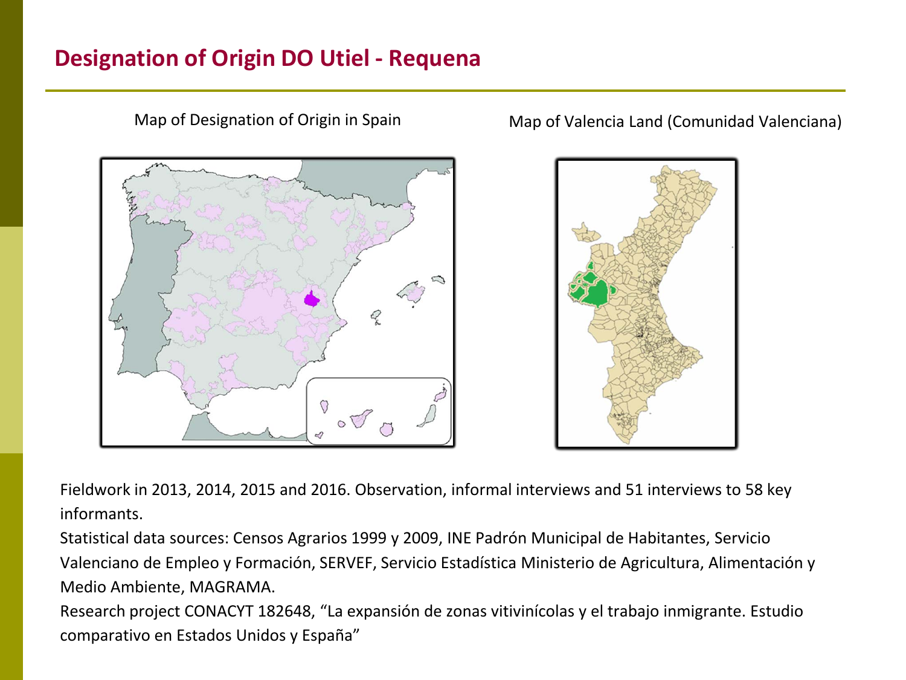# Designation of Origin DO Utiel - Requena

Map of Designation of Origin in Spain

Map of Valencia Land (Comunidad Valenciana)

Fieldwork in 2013, 2014, 2015 and 2016. Observation, informal interviews and 51 interviews to 58 key informants.

Statistical data sources: Censos Agrarios 1999 y 2009, INE Padrón Municipal de Habitantes, Servicio Valenciano de Empleo y Formación, SERVEF, Servicio Estadística Ministerio de Agricultura, Alimentación y Medio Ambiente, MAGRAMA.

Research project CONACYT 182648, "La expansión de zonas vitivinícolas y el trabajo inmigrante. Estudio comparativo en Estados Unidos y España"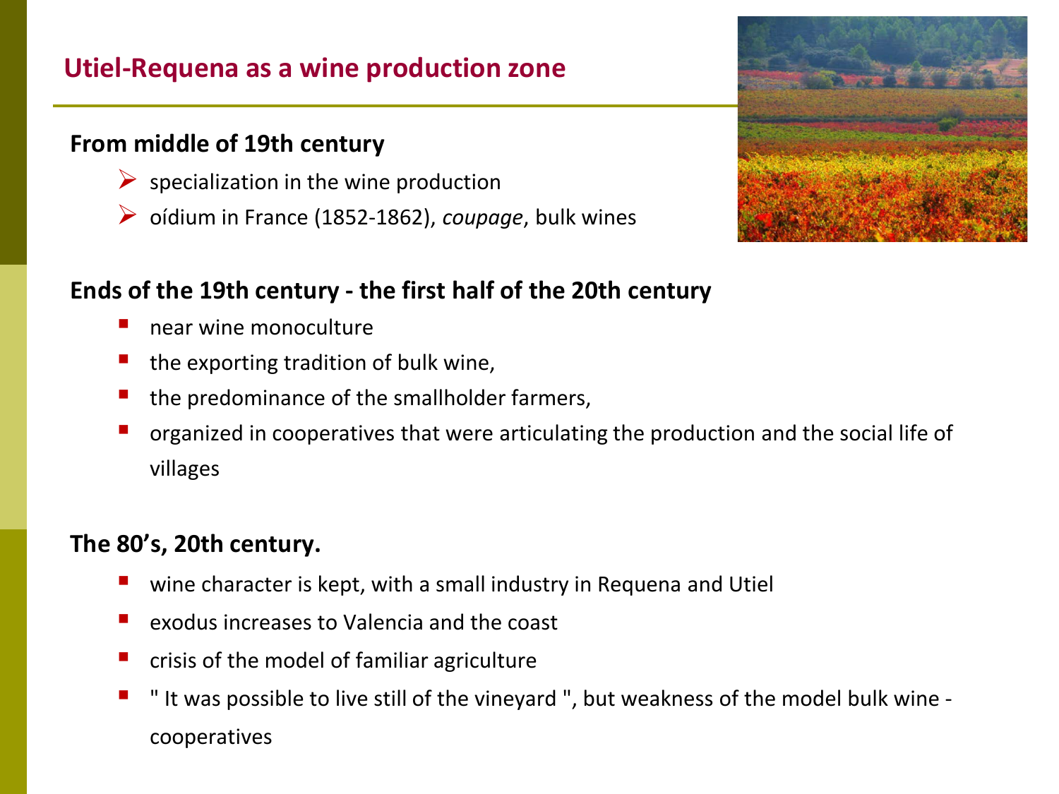## Utiel-Requena as a wine production zone

### From middle of 19th century

- specialization in the wine production
- oídium in France (1852-1862), *coupage*, bulk wines

### Ends of the 19th century - the first half of the 20th century

- near wine monoculture
- the exporting tradition of bulk wine,
- the predominance of the smallholder farmers,
- organized in cooperatives that were articulating the production and the social life of villages

### The 80's, 20th century.

- wine character is kept, with a small industry in Requena and Utiel
- exodus increases to Valencia and the coast
- crisis of the model of familiar agriculture
- " It was possible to live still of the vineyard ", but weakness of the model bulk wine - cooperatives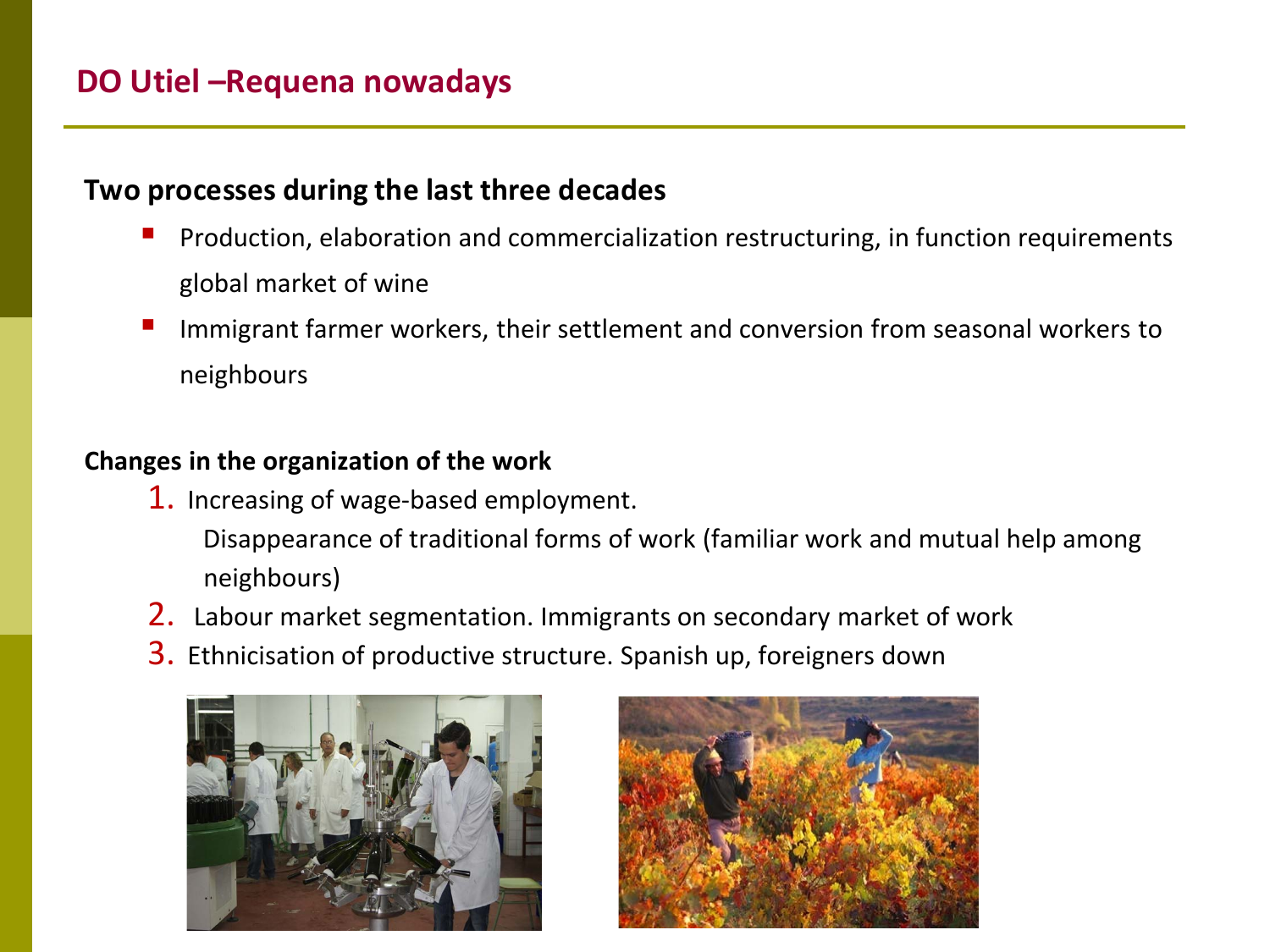## DO Utiel –Requena nowadays

**Two processes during the last three decades**

- Production, elaboration and commercialization restructuring, in function requirements global market of wine
- Immigrant farmer workers, their settlement and conversion from seasonal workers to neighbours

**Changes in the organization of the work**

1. Increasing of wage-based employment.
   Disappearance of traditional forms of work (familiar work and mutual help among neighbours)
2. Labour market segmentation. Immigrants on secondary market of work
3. Ethnicisation of productive structure. Spanish up, foreigners down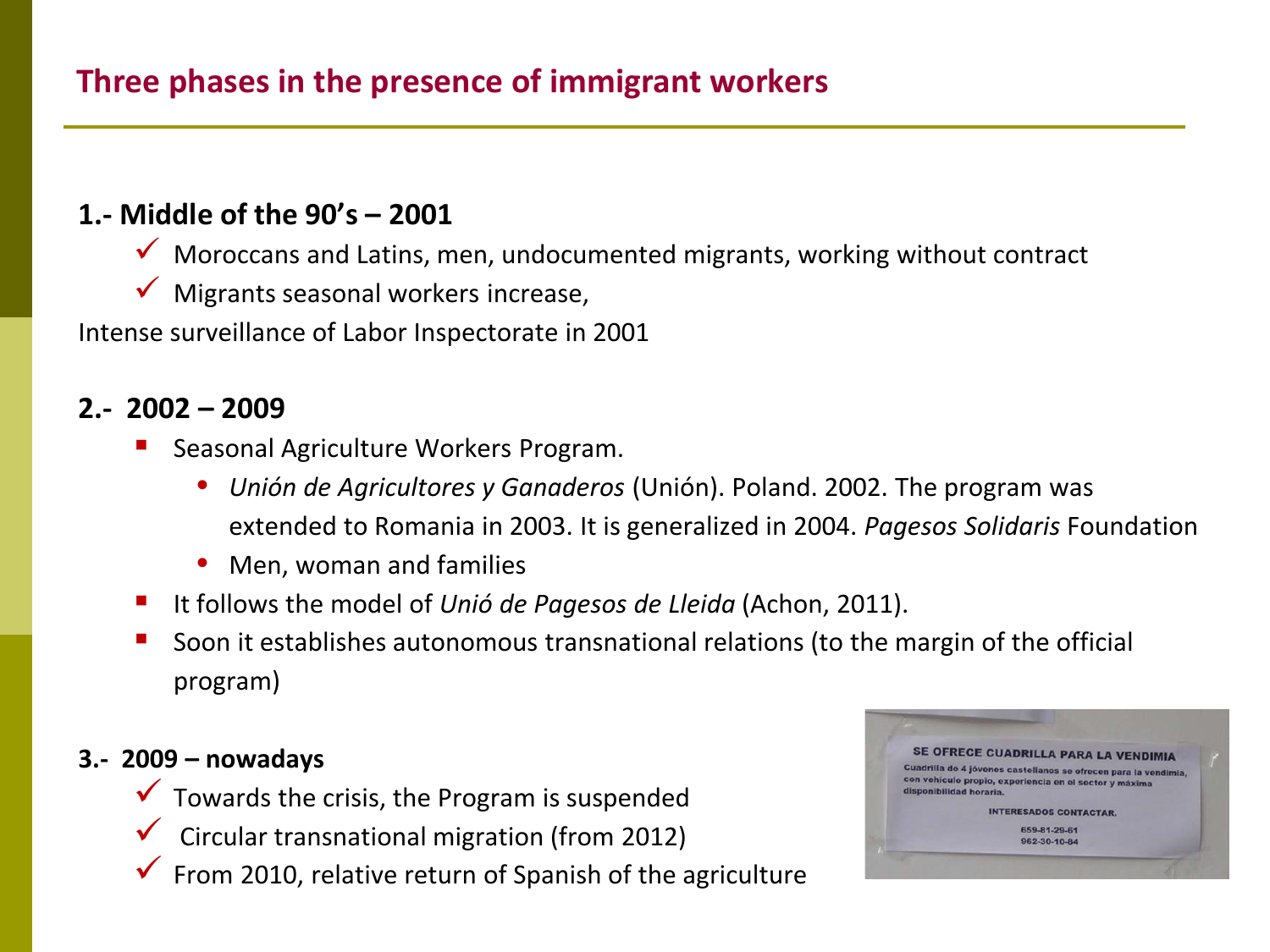## Three phases in the presence of immigrant workers

**1.- Middle of the 90's – 2001**

- Moroccans and Latins, men, undocumented migrants, working without contract
- Migrants seasonal workers increase,

Intense surveillance of Labor Inspectorate in 2001

**2.- 2002 – 2009**

- Seasonal Agriculture Workers Program.
  - *Unión de Agricultores y Ganaderos* (Unión). Poland. 2002. The program was extended to Romania in 2003. It is generalized in 2004. *Pagesos Solidaris* Foundation
  - Men, woman and families
- It follows the model of *Unió de Pagesos de Lleida* (Achon, 2011).
- Soon it establishes autonomous transnational relations (to the margin of the official program)

**3.- 2009 – nowadays**

- Towards the crisis, the Program is suspended
- Circular transnational migration (from 2012)
- From 2010, relative return of Spanish of the agriculture

SE OFRECE CUADRILLA PARA LA VENDIMIA

Cuadrilla de 4 jóvenes castellanos se ofrecen para la vendimia, con vehículo propio, experiencia en el sector y máxima disponibilidad horaria.

INTERESADOS CONTACTAR.

659-81-29-61
962-30-10-84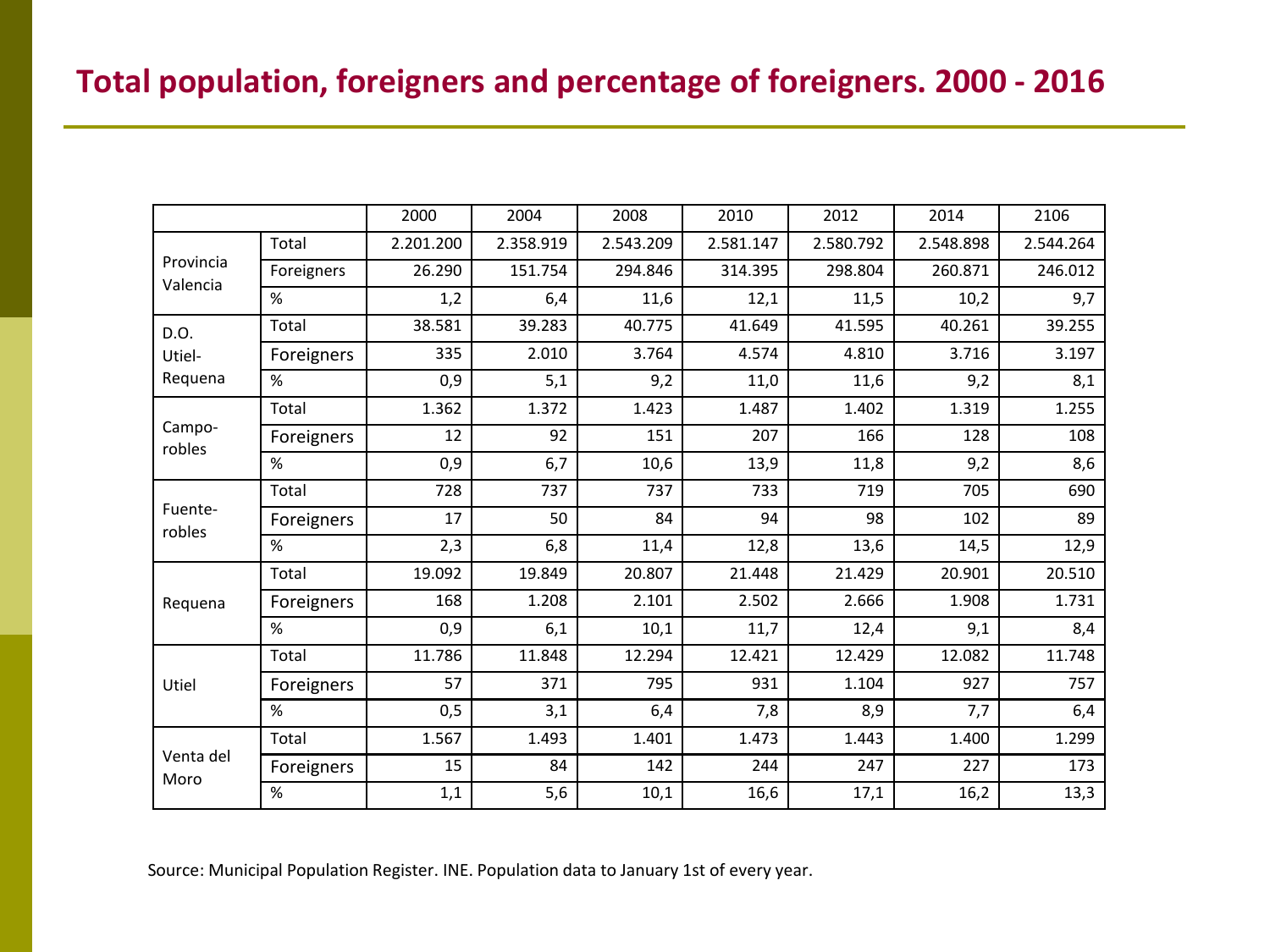# Total population, foreigners and percentage of foreigners. 2000 - 2016

| | | 2000 | 2004 | 2008 | 2010 | 2012 | 2014 | 2106 |
|---|---|---|---|---|---|---|---|---|
| Provincia Valencia | Total | 2.201.200 | 2.358.919 | 2.543.209 | 2.581.147 | 2.580.792 | 2.548.898 | 2.544.264 |
| | Foreigners | 26.290 | 151.754 | 294.846 | 314.395 | 298.804 | 260.871 | 246.012 |
| | % | 1,2 | 6,4 | 11,6 | 12,1 | 11,5 | 10,2 | 9,7 |
| D.O. Utiel-Requena | Total | 38.581 | 39.283 | 40.775 | 41.649 | 41.595 | 40.261 | 39.255 |
| | Foreigners | 335 | 2.010 | 3.764 | 4.574 | 4.810 | 3.716 | 3.197 |
| | % | 0,9 | 5,1 | 9,2 | 11,0 | 11,6 | 9,2 | 8,1 |
| Campo-robles | Total | 1.362 | 1.372 | 1.423 | 1.487 | 1.402 | 1.319 | 1.255 |
| | Foreigners | 12 | 92 | 151 | 207 | 166 | 128 | 108 |
| | % | 0,9 | 6,7 | 10,6 | 13,9 | 11,8 | 9,2 | 8,6 |
| Fuente-robles | Total | 728 | 737 | 737 | 733 | 719 | 705 | 690 |
| | Foreigners | 17 | 50 | 84 | 94 | 98 | 102 | 89 |
| | % | 2,3 | 6,8 | 11,4 | 12,8 | 13,6 | 14,5 | 12,9 |
| Requena | Total | 19.092 | 19.849 | 20.807 | 21.448 | 21.429 | 20.901 | 20.510 |
| | Foreigners | 168 | 1.208 | 2.101 | 2.502 | 2.666 | 1.908 | 1.731 |
| | % | 0,9 | 6,1 | 10,1 | 11,7 | 12,4 | 9,1 | 8,4 |
| Utiel | Total | 11.786 | 11.848 | 12.294 | 12.421 | 12.429 | 12.082 | 11.748 |
| | Foreigners | 57 | 371 | 795 | 931 | 1.104 | 927 | 757 |
| | % | 0,5 | 3,1 | 6,4 | 7,8 | 8,9 | 7,7 | 6,4 |
| Venta del Moro | Total | 1.567 | 1.493 | 1.401 | 1.473 | 1.443 | 1.400 | 1.299 |
| | Foreigners | 15 | 84 | 142 | 244 | 247 | 227 | 173 |
| | % | 1,1 | 5,6 | 10,1 | 16,6 | 17,1 | 16,2 | 13,3 |

Source: Municipal Population Register. INE. Population data to January 1st of every year.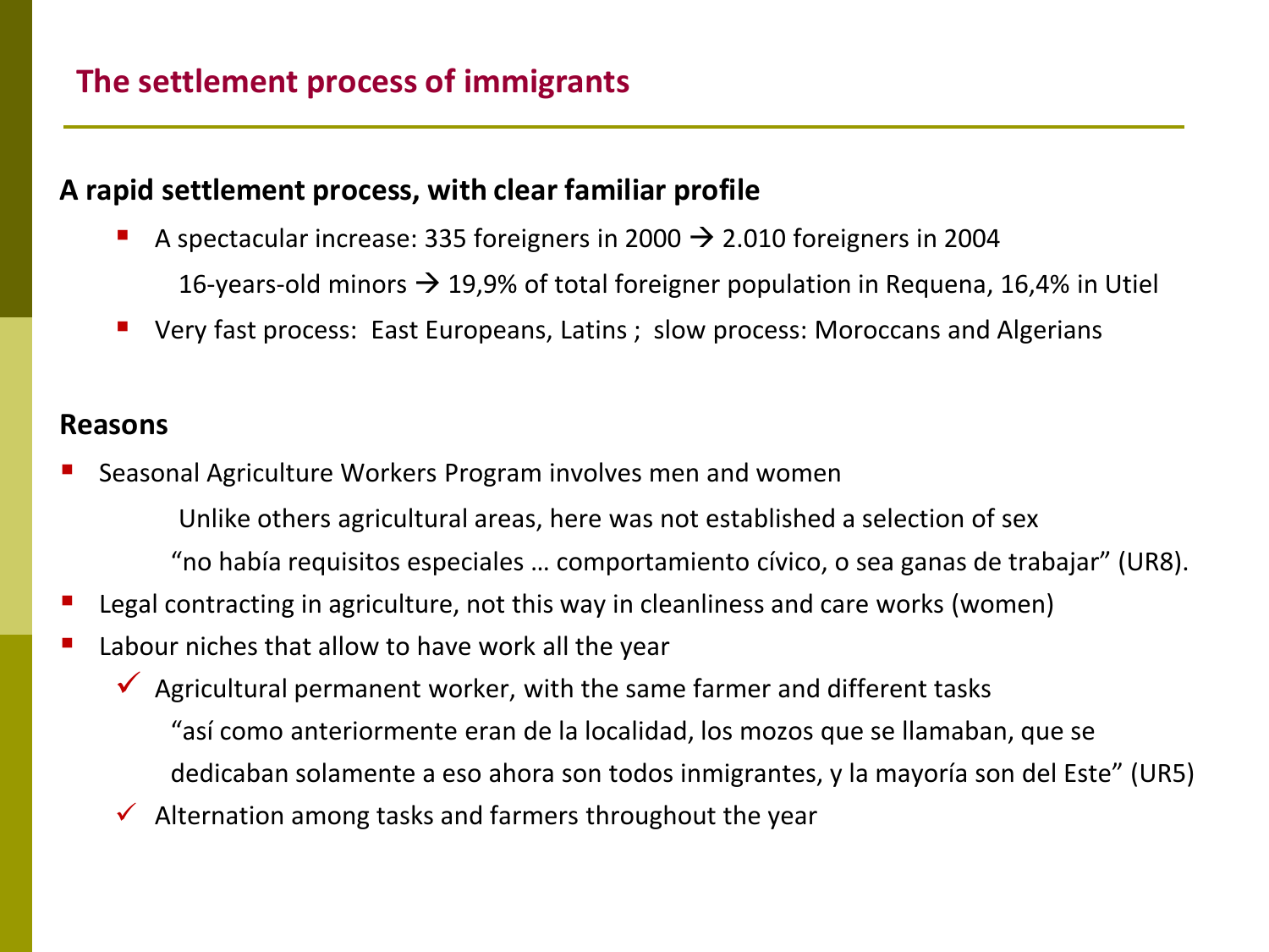## The settlement process of immigrants

**A rapid settlement process, with clear familiar profile**

- A spectacular increase: 335 foreigners in 2000 → 2.010 foreigners in 2004

  16-years-old minors → 19,9% of total foreigner population in Requena, 16,4% in Utiel

- Very fast process: East Europeans, Latins ; slow process: Moroccans and Algerians

**Reasons**

- Seasonal Agriculture Workers Program involves men and women

  Unlike others agricultural areas, here was not established a selection of sex

  “no había requisitos especiales … comportamiento cívico, o sea ganas de trabajar” (UR8).

- Legal contracting in agriculture, not this way in cleanliness and care works (women)
- Labour niches that allow to have work all the year
  - ✓ Agricultural permanent worker, with the same farmer and different tasks

    “así como anteriormente eran de la localidad, los mozos que se llamaban, que se dedicaban solamente a eso ahora son todos inmigrantes, y la mayoría son del Este” (UR5)

  - ✓ Alternation among tasks and farmers throughout the year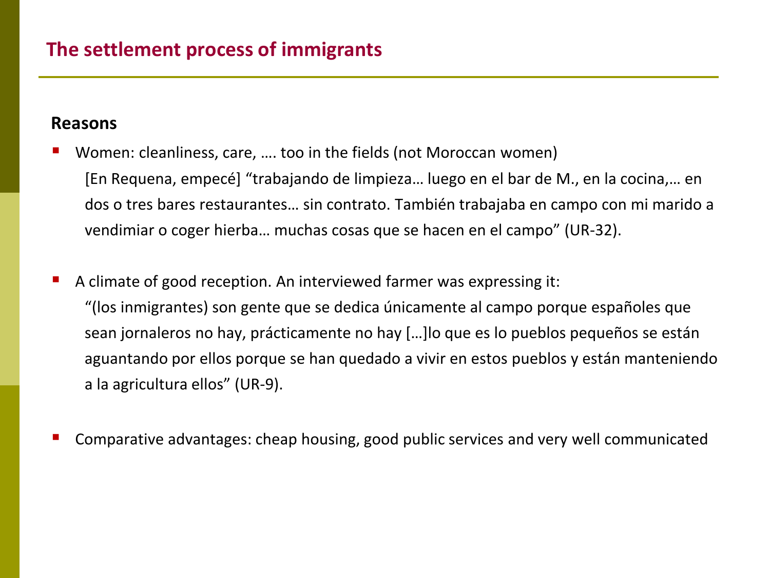## The settlement process of immigrants

**Reasons**

- Women: cleanliness, care, …. too in the fields (not Moroccan women)

  [En Requena, empecé] "trabajando de limpieza… luego en el bar de M., en la cocina,… en dos o tres bares restaurantes… sin contrato. También trabajaba en campo con mi marido a vendimiar o coger hierba… muchas cosas que se hacen en el campo" (UR-32).

- A climate of good reception. An interviewed farmer was expressing it:

  "(los inmigrantes) son gente que se dedica únicamente al campo porque españoles que sean jornaleros no hay, prácticamente no hay […]lo que es lo pueblos pequeños se están aguantando por ellos porque se han quedado a vivir en estos pueblos y están manteniendo a la agricultura ellos" (UR-9).

- Comparative advantages: cheap housing, good public services and very well communicated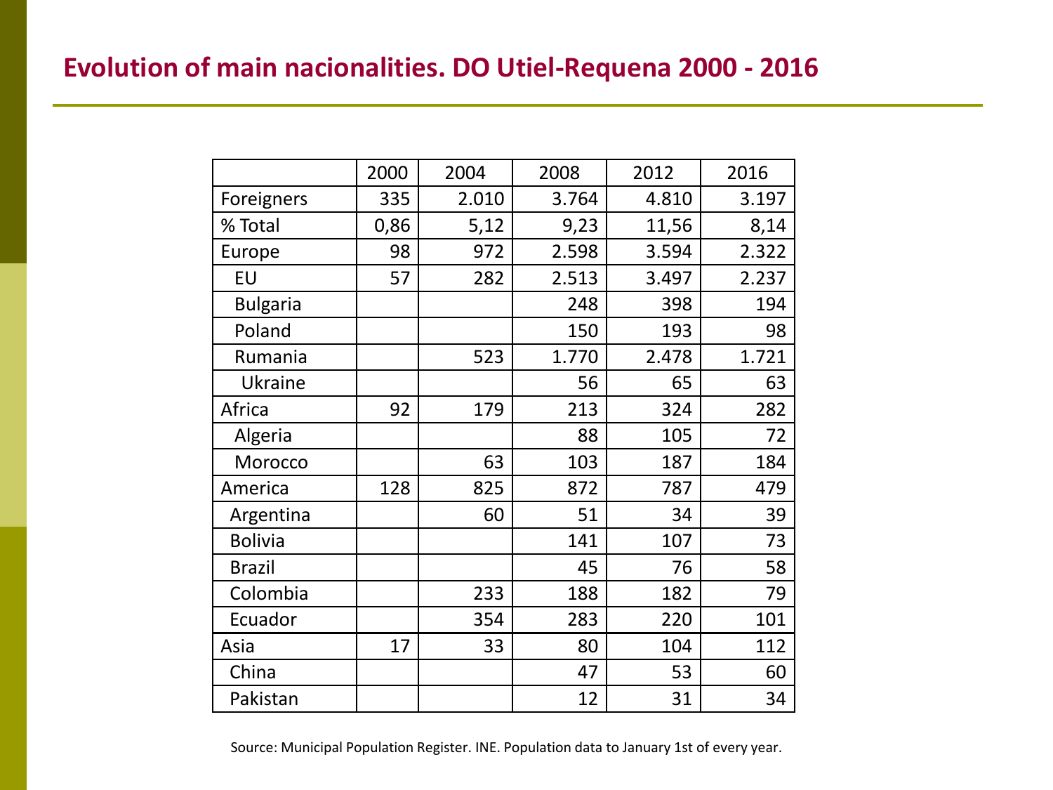## Evolution of main nacionalities. DO Utiel-Requena 2000 - 2016

| | 2000 | 2004 | 2008 | 2012 | 2016 |
|---|---|---|---|---|---|
| Foreigners | 335 | 2.010 | 3.764 | 4.810 | 3.197 |
| % Total | 0,86 | 5,12 | 9,23 | 11,56 | 8,14 |
| Europe | 98 | 972 | 2.598 | 3.594 | 2.322 |
| EU | 57 | 282 | 2.513 | 3.497 | 2.237 |
| Bulgaria | | | 248 | 398 | 194 |
| Poland | | | 150 | 193 | 98 |
| Rumania | | 523 | 1.770 | 2.478 | 1.721 |
| Ukraine | | | 56 | 65 | 63 |
| Africa | 92 | 179 | 213 | 324 | 282 |
| Algeria | | | 88 | 105 | 72 |
| Morocco | | 63 | 103 | 187 | 184 |
| America | 128 | 825 | 872 | 787 | 479 |
| Argentina | | 60 | 51 | 34 | 39 |
| Bolivia | | | 141 | 107 | 73 |
| Brazil | | | 45 | 76 | 58 |
| Colombia | | 233 | 188 | 182 | 79 |
| Ecuador | | 354 | 283 | 220 | 101 |
| Asia | 17 | 33 | 80 | 104 | 112 |
| China | | | 47 | 53 | 60 |
| Pakistan | | | 12 | 31 | 34 |

Source: Municipal Population Register. INE. Population data to January 1st of every year.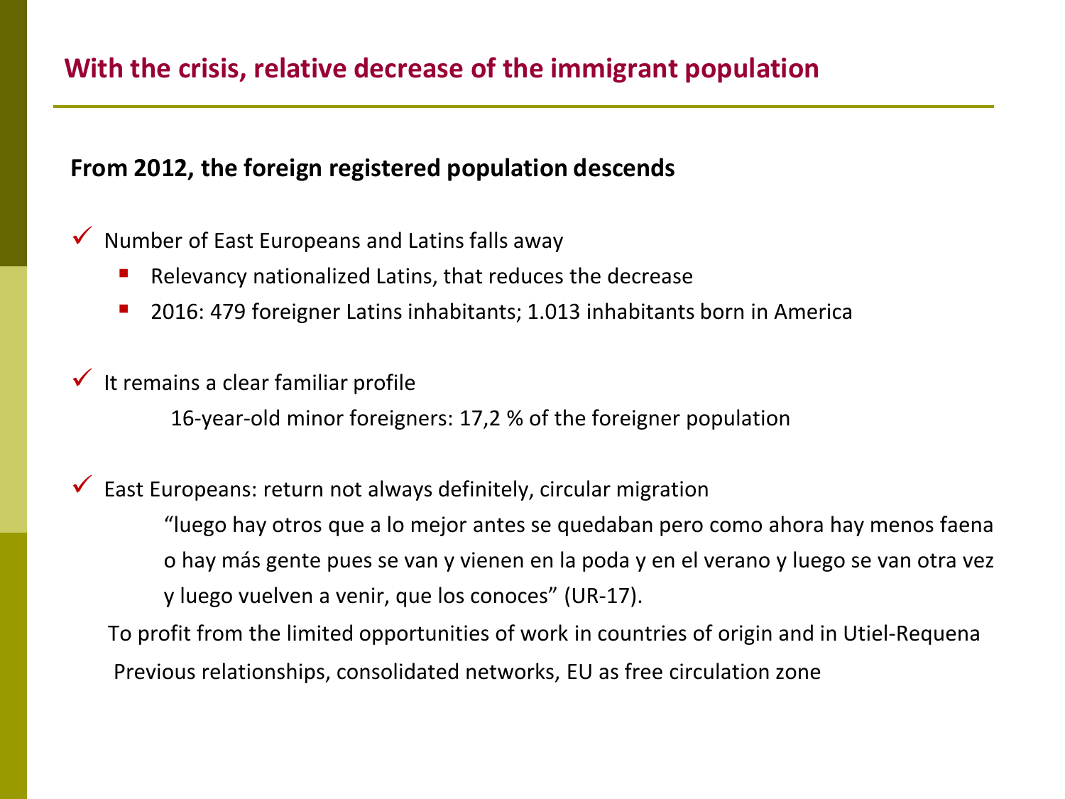## With the crisis, relative decrease of the immigrant population

**From 2012, the foreign registered population descends**

- Number of East Europeans and Latins falls away
  - Relevancy nationalized Latins, that reduces the decrease
  - 2016: 479 foreigner Latins inhabitants; 1.013 inhabitants born in America

- It remains a clear familiar profile

  16-year-old minor foreigners: 17,2 % of the foreigner population

- East Europeans: return not always definitely, circular migration

  "luego hay otros que a lo mejor antes se quedaban pero como ahora hay menos faena o hay más gente pues se van y vienen en la poda y en el verano y luego se van otra vez y luego vuelven a venir, que los conoces" (UR-17).

  To profit from the limited opportunities of work in countries of origin and in Utiel-Requena

  Previous relationships, consolidated networks, EU as free circulation zone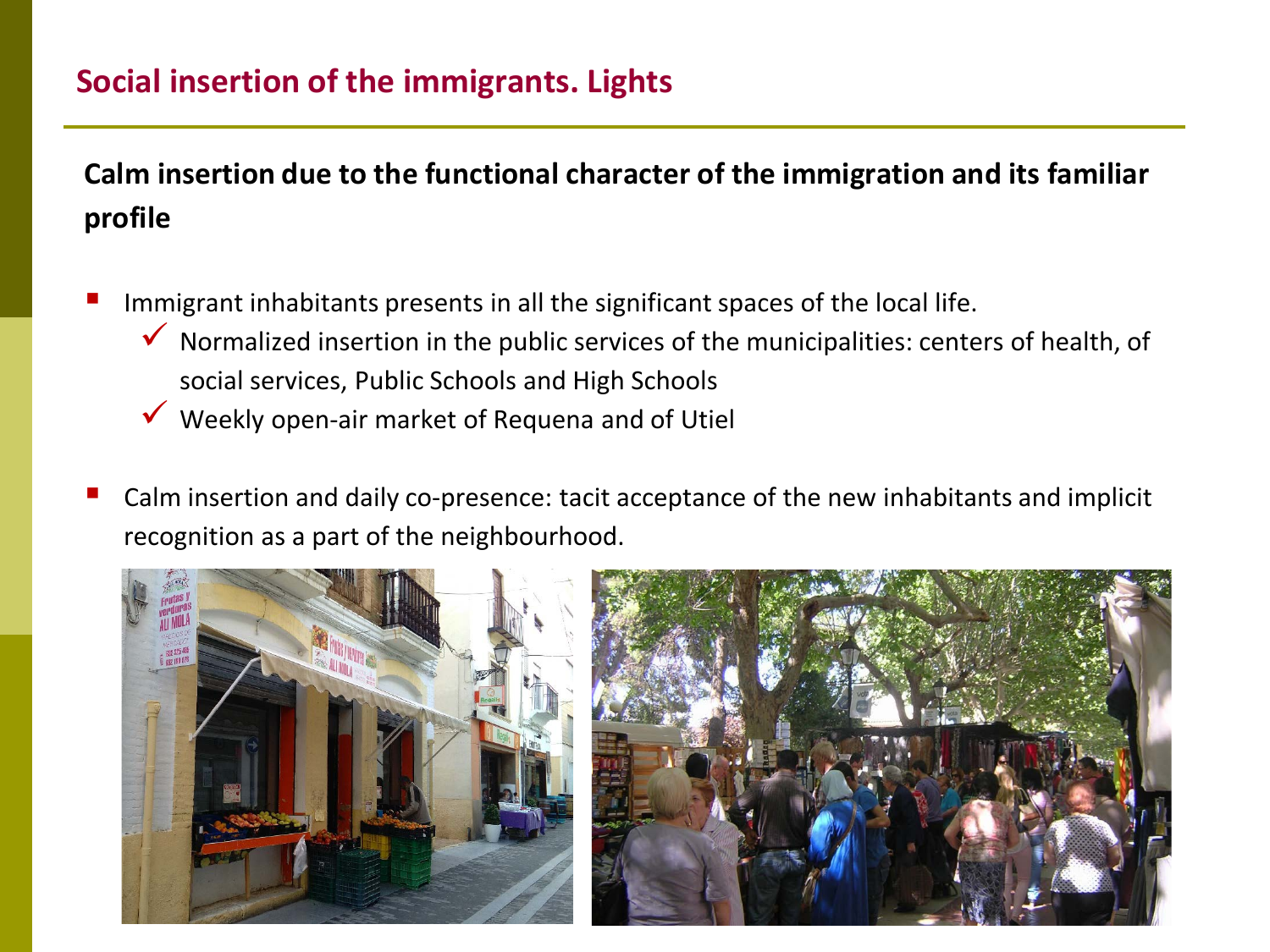## Social insertion of the immigrants. Lights

**Calm insertion due to the functional character of the immigration and its familiar profile**

- Immigrant inhabitants presents in all the significant spaces of the local life.
  - ✓ Normalized insertion in the public services of the municipalities: centers of health, of social services, Public Schools and High Schools
  - ✓ Weekly open-air market of Requena and of Utiel
- Calm insertion and daily co-presence: tacit acceptance of the new inhabitants and implicit recognition as a part of the neighbourhood.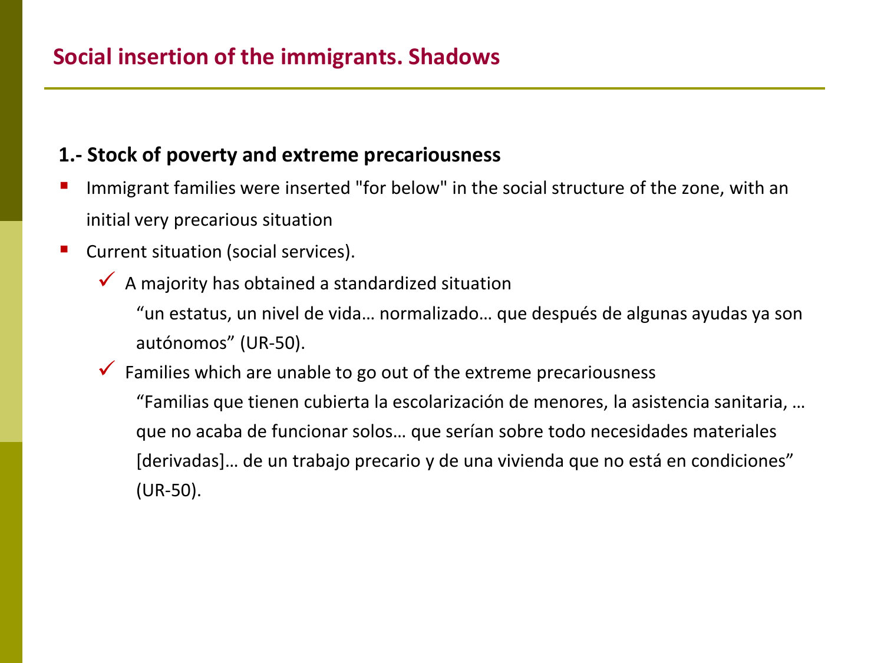## Social insertion of the immigrants. Shadows

### 1.- Stock of poverty and extreme precariousness

- Immigrant families were inserted "for below" in the social structure of the zone, with an initial very precarious situation
- Current situation (social services).
  - A majority has obtained a standardized situation

    "un estatus, un nivel de vida… normalizado… que después de algunas ayudas ya son autónomos" (UR-50).
  - Families which are unable to go out of the extreme precariousness

    "Familias que tienen cubierta la escolarización de menores, la asistencia sanitaria, … que no acaba de funcionar solos… que serían sobre todo necesidades materiales [derivadas]… de un trabajo precario y de una vivienda que no está en condiciones" (UR-50).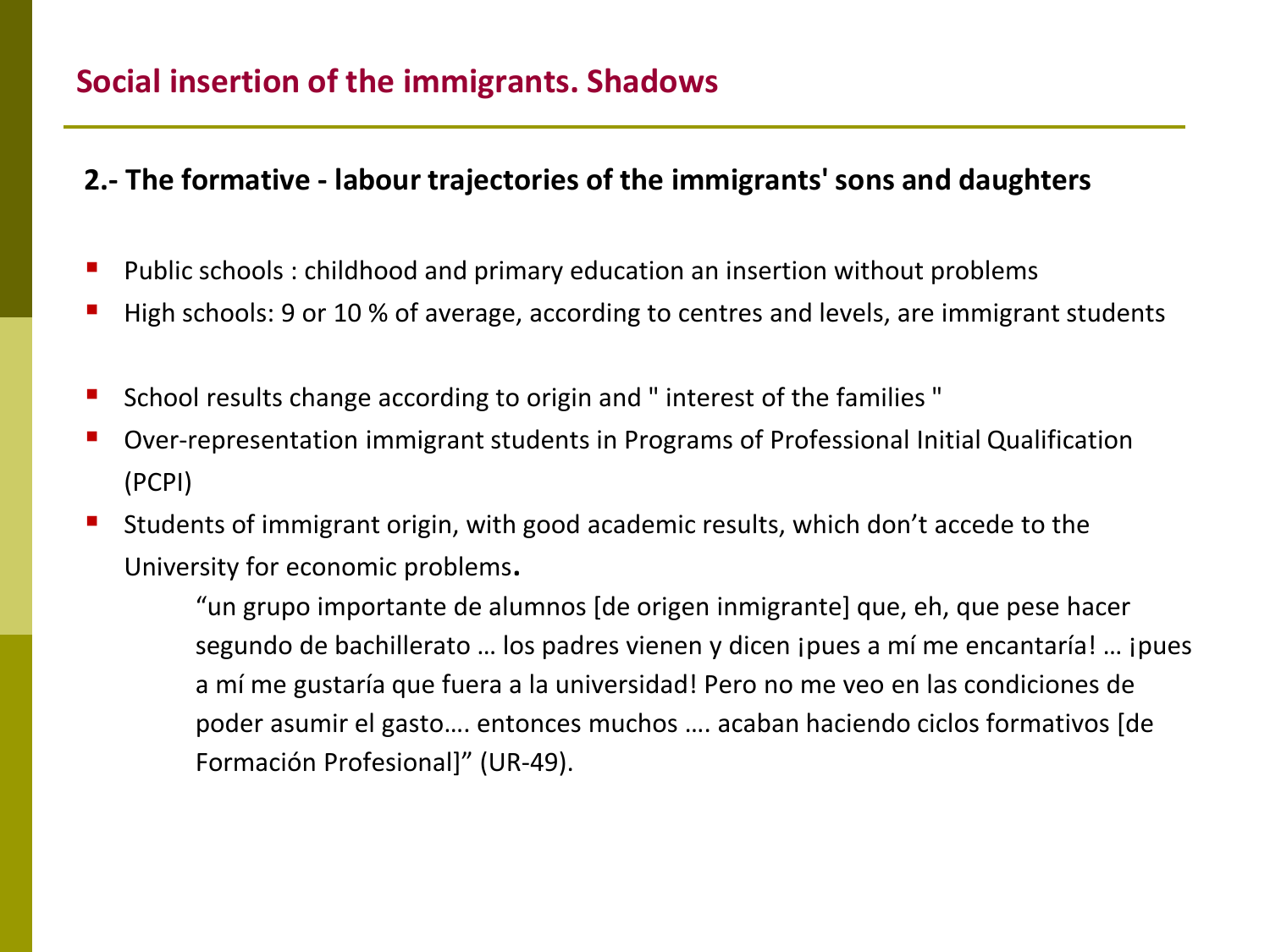# Social insertion of the immigrants. Shadows

## 2.- The formative - labour trajectories of the immigrants' sons and daughters

- Public schools : childhood and primary education an insertion without problems
- High schools: 9 or 10 % of average, according to centres and levels, are immigrant students

- School results change according to origin and " interest of the families "
- Over-representation immigrant students in Programs of Professional Initial Qualification (PCPI)
- Students of immigrant origin, with good academic results, which don't accede to the University for economic problems.

> "un grupo importante de alumnos [de origen inmigrante] que, eh, que pese hacer segundo de bachillerato … los padres vienen y dicen ¡pues a mí me encantaría! … ¡pues a mí me gustaría que fuera a la universidad! Pero no me veo en las condiciones de poder asumir el gasto…. entonces muchos …. acaban haciendo ciclos formativos [de Formación Profesional]" (UR-49).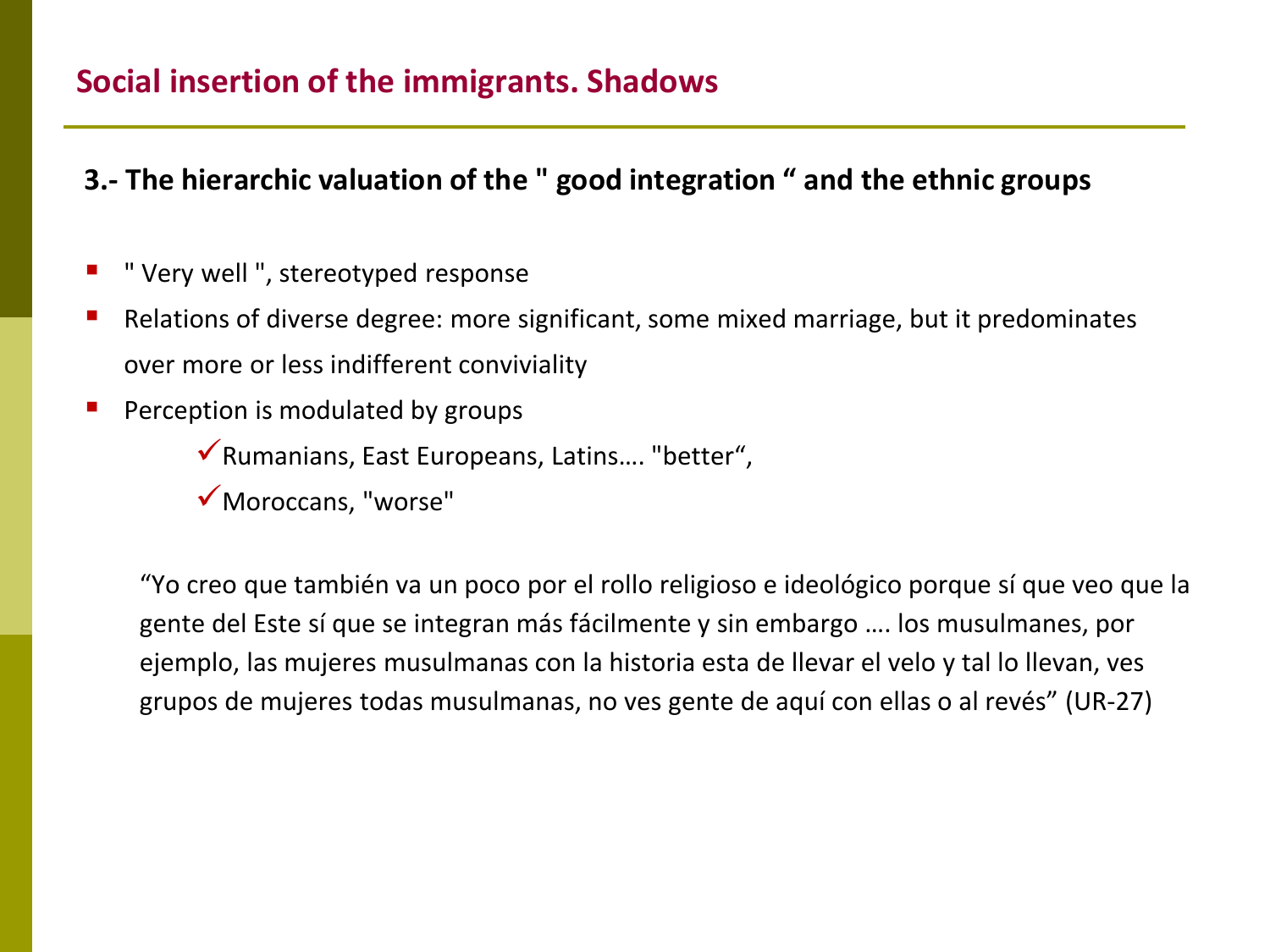## Social insertion of the immigrants. Shadows

### 3.- The hierarchic valuation of the " good integration " and the ethnic groups

- " Very well ", stereotyped response
- Relations of diverse degree: more significant, some mixed marriage, but it predominates over more or less indifferent conviviality
- Perception is modulated by groups
  - ✓ Rumanians, East Europeans, Latins…. "better",
  - ✓ Moroccans, "worse"

"Yo creo que también va un poco por el rollo religioso e ideológico porque sí que veo que la gente del Este sí que se integran más fácilmente y sin embargo …. los musulmanes, por ejemplo, las mujeres musulmanas con la historia esta de llevar el velo y tal lo llevan, ves grupos de mujeres todas musulmanas, no ves gente de aquí con ellas o al revés" (UR-27)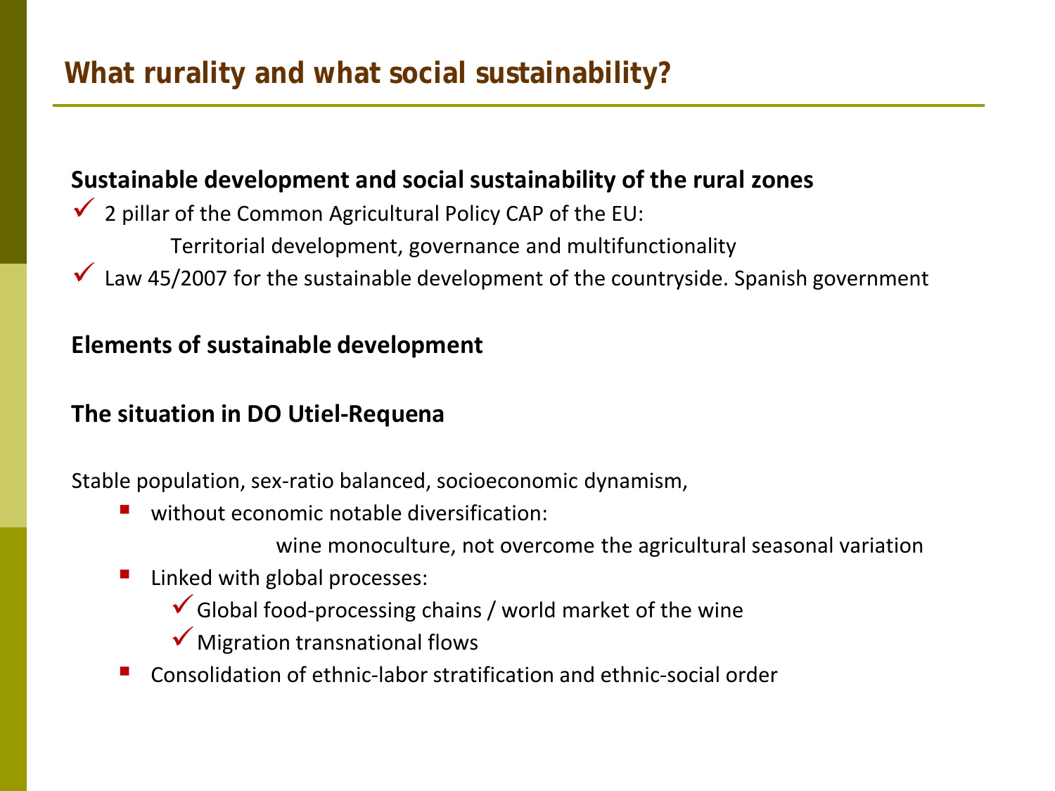# What rurality and what social sustainability?

**Sustainable development and social sustainability of the rural zones**

- ✓ 2 pillar of the Common Agricultural Policy CAP of the EU:
  - Territorial development, governance and multifunctionality
- ✓ Law 45/2007 for the sustainable development of the countryside. Spanish government

**Elements of sustainable development**

**The situation in DO Utiel-Requena**

Stable population, sex-ratio balanced, socioeconomic dynamism,

- without economic notable diversification:
  - wine monoculture, not overcome the agricultural seasonal variation
- Linked with global processes:
  - ✓ Global food-processing chains / world market of the wine
  - ✓ Migration transnational flows
- Consolidation of ethnic-labor stratification and ethnic-social order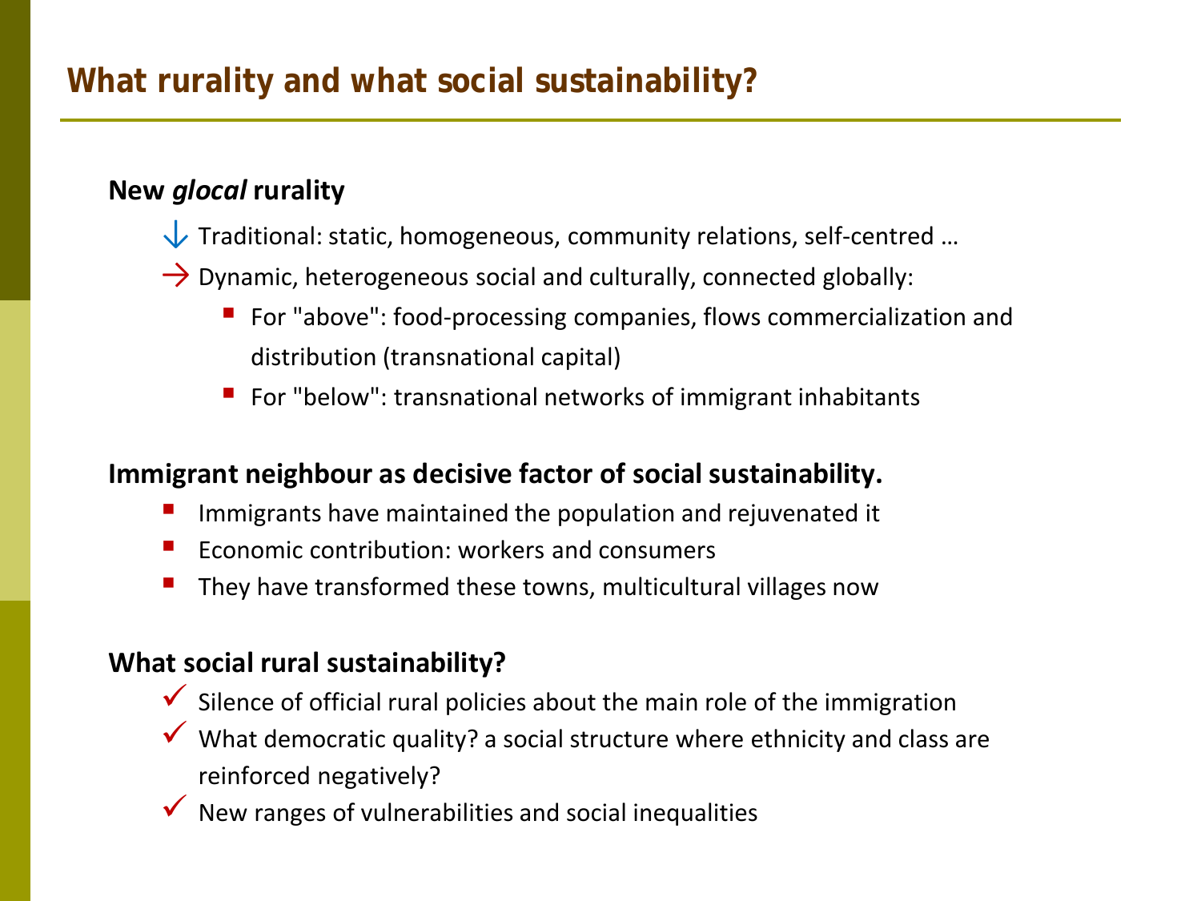## What rurality and what social sustainability?

**New *glocal* rurality**

- ↓ Traditional: static, homogeneous, community relations, self-centred …
- → Dynamic, heterogeneous social and culturally, connected globally:
  - For "above": food-processing companies, flows commercialization and distribution (transnational capital)
  - For "below": transnational networks of immigrant inhabitants

**Immigrant neighbour as decisive factor of social sustainability.**

- Immigrants have maintained the population and rejuvenated it
- Economic contribution: workers and consumers
- They have transformed these towns, multicultural villages now

**What social rural sustainability?**

- ✓ Silence of official rural policies about the main role of the immigration
- ✓ What democratic quality? a social structure where ethnicity and class are reinforced negatively?
- ✓ New ranges of vulnerabilities and social inequalities